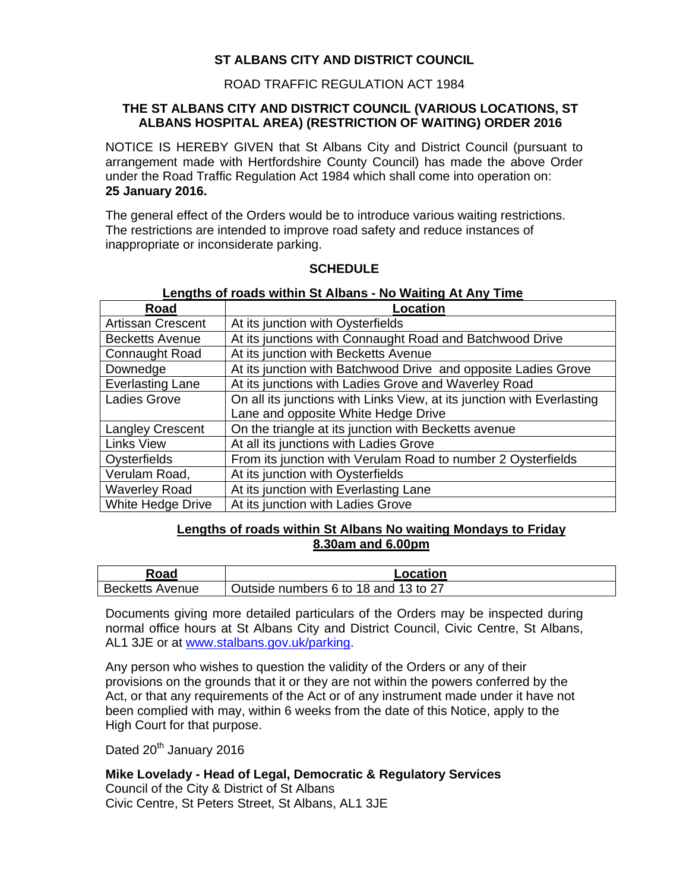# ST ALBANS CITY AND DISTRICT COUNCIL

ROAD TRAFFIC REGULATION ACT 1984

## THE ST ALBANS CITY AND DISTRICT COUNCIL (VARIOUS LOCATIONS, ST ALBANS HOSPITAL AREA) (RESTRICTION OF WAITING) ORDER 2016

NOTICE IS HEREBY GIVEN that St Albans City and District Council (pursuant to arrangement made with Hertfordshire County Council) has made the above Order under the Road Traffic Regulation Act 1984 which shall come into operation on: **25 January 2016.**

The general effect of the Orders would be to introduce various waiting restrictions. The restrictions are intended to improve road safety and reduce instances of inappropriate or inconsiderate parking.

## SCHEDULE

**Lengths of roads within St Albans - No Waiting At Any Time**

| Road | Location |
|---|---|
| Artissan Crescent | At its junction with Oysterfields |
| Becketts Avenue | At its junctions with Connaught Road and Batchwood Drive |
| Connaught Road | At its junction with Becketts Avenue |
| Downedge | At its junction with Batchwood Drive and opposite Ladies Grove |
| Everlasting Lane | At its junctions with Ladies Grove and Waverley Road |
| Ladies Grove | On all its junctions with Links View, at its junction with Everlasting Lane and opposite White Hedge Drive |
| Langley Crescent | On the triangle at its junction with Becketts avenue |
| Links View | At all its junctions with Ladies Grove |
| Oysterfields | From its junction with Verulam Road to number 2 Oysterfields |
| Verulam Road, | At its junction with Oysterfields |
| Waverley Road | At its junction with Everlasting Lane |
| White Hedge Drive | At its junction with Ladies Grove |

**Lengths of roads within St Albans No waiting Mondays to Friday 8.30am and 6.00pm**

| Road | Location |
|---|---|
| Becketts Avenue | Outside numbers 6 to 18 and 13 to 27 |

Documents giving more detailed particulars of the Orders may be inspected during normal office hours at St Albans City and District Council, Civic Centre, St Albans, AL1 3JE or at www.stalbans.gov.uk/parking.

Any person who wishes to question the validity of the Orders or any of their provisions on the grounds that it or they are not within the powers conferred by the Act, or that any requirements of the Act or of any instrument made under it have not been complied with may, within 6 weeks from the date of this Notice, apply to the High Court for that purpose.

Dated 20th January 2016

**Mike Lovelady - Head of Legal, Democratic & Regulatory Services**
Council of the City & District of St Albans
Civic Centre, St Peters Street, St Albans, AL1 3JE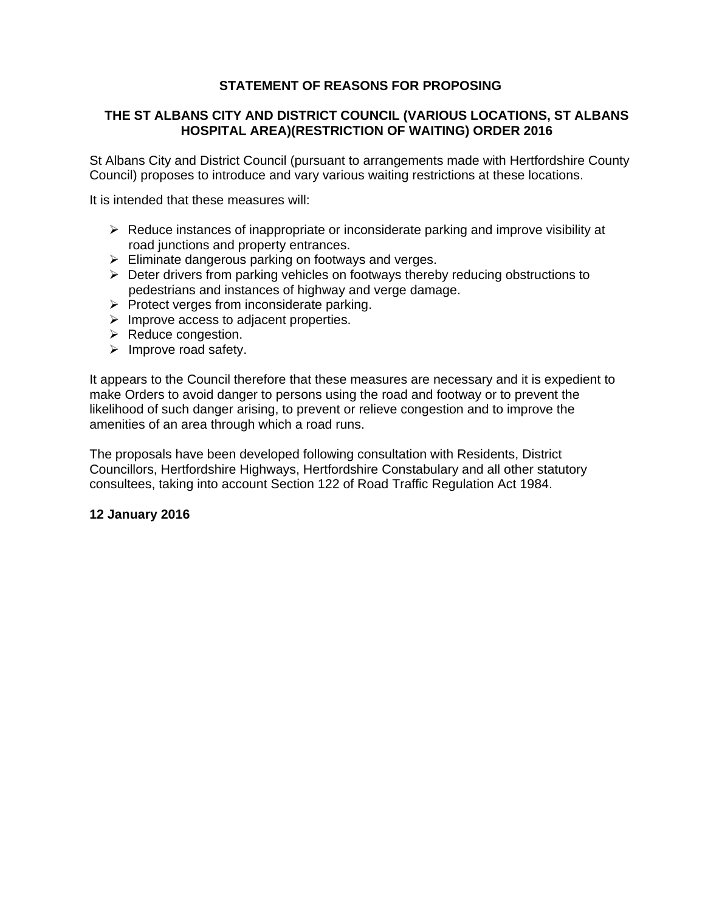**STATEMENT OF REASONS FOR PROPOSING**

**THE ST ALBANS CITY AND DISTRICT COUNCIL (VARIOUS LOCATIONS, ST ALBANS HOSPITAL AREA)(RESTRICTION OF WAITING) ORDER 2016**

St Albans City and District Council (pursuant to arrangements made with Hertfordshire County Council) proposes to introduce and vary various waiting restrictions at these locations.

It is intended that these measures will:

- Reduce instances of inappropriate or inconsiderate parking and improve visibility at road junctions and property entrances.
- Eliminate dangerous parking on footways and verges.
- Deter drivers from parking vehicles on footways thereby reducing obstructions to pedestrians and instances of highway and verge damage.
- Protect verges from inconsiderate parking.
- Improve access to adjacent properties.
- Reduce congestion.
- Improve road safety.

It appears to the Council therefore that these measures are necessary and it is expedient to make Orders to avoid danger to persons using the road and footway or to prevent the likelihood of such danger arising, to prevent or relieve congestion and to improve the amenities of an area through which a road runs.

The proposals have been developed following consultation with Residents, District Councillors, Hertfordshire Highways, Hertfordshire Constabulary and all other statutory consultees, taking into account Section 122 of Road Traffic Regulation Act 1984.

**12 January 2016**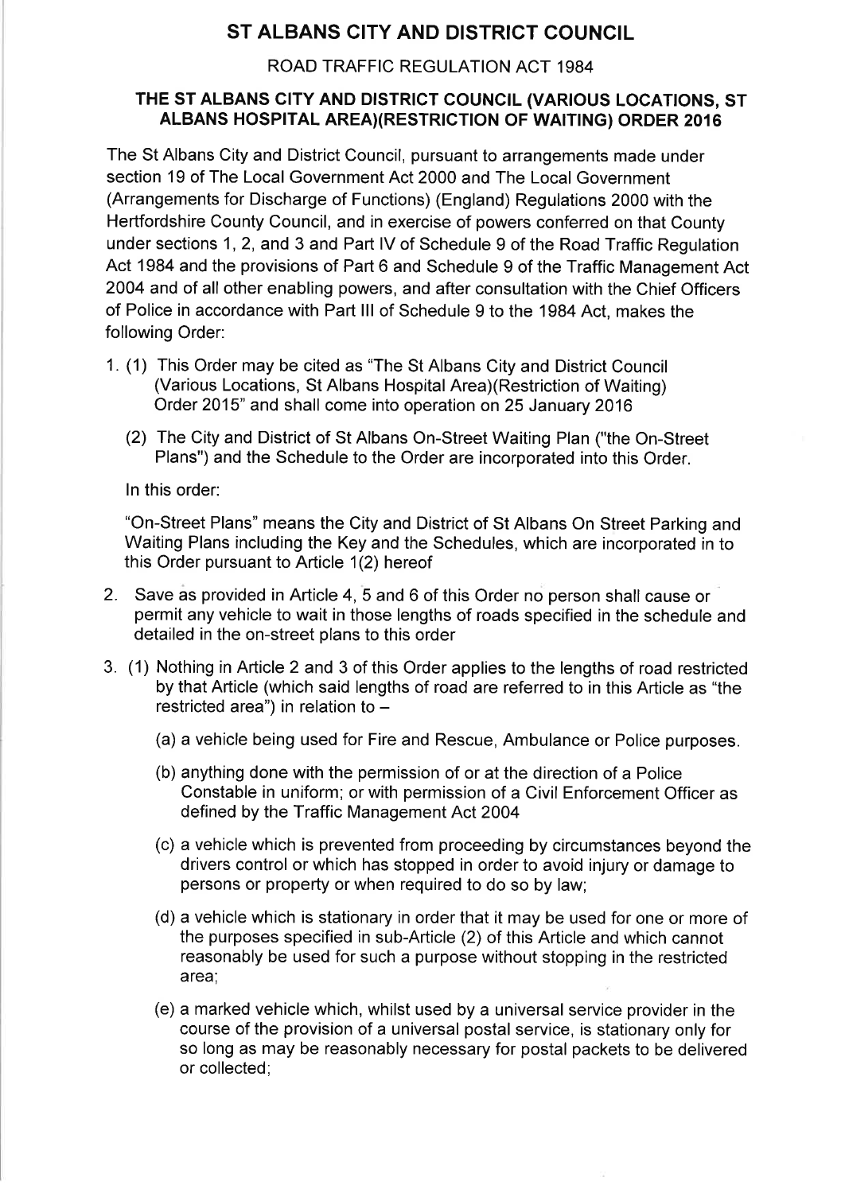# ST ALBANS CITY AND DISTRICT COUNCIL

ROAD TRAFFIC REGULATION ACT 1984

## THE ST ALBANS CITY AND DISTRICT COUNCIL (VARIOUS LOCATIONS, ST ALBANS HOSPITAL AREA)(RESTRICTION OF WAITING) ORDER 2016

The St Albans City and District Council, pursuant to arrangements made under section 19 of The Local Government Act 2000 and The Local Government (Arrangements for Discharge of Functions) (England) Regulations 2000 with the Hertfordshire County Council, and in exercise of powers conferred on that County under sections 1, 2, and 3 and Part IV of Schedule 9 of the Road Traffic Regulation Act 1984 and the provisions of Part 6 and Schedule 9 of the Traffic Management Act 2004 and of all other enabling powers, and after consultation with the Chief Officers of Police in accordance with Part III of Schedule 9 to the 1984 Act, makes the following Order:

1. (1) This Order may be cited as "The St Albans City and District Council (Various Locations, St Albans Hospital Area)(Restriction of Waiting) Order 2015" and shall come into operation on 25 January 2016

   (2) The City and District of St Albans On-Street Waiting Plan ("the On-Street Plans") and the Schedule to the Order are incorporated into this Order.

   In this order:

   "On-Street Plans" means the City and District of St Albans On Street Parking and Waiting Plans including the Key and the Schedules, which are incorporated in to this Order pursuant to Article 1(2) hereof

2. Save as provided in Article 4, 5 and 6 of this Order no person shall cause or permit any vehicle to wait in those lengths of roads specified in the schedule and detailed in the on-street plans to this order

3. (1) Nothing in Article 2 and 3 of this Order applies to the lengths of road restricted by that Article (which said lengths of road are referred to in this Article as "the restricted area") in relation to –

   (a) a vehicle being used for Fire and Rescue, Ambulance or Police purposes.

   (b) anything done with the permission of or at the direction of a Police Constable in uniform; or with permission of a Civil Enforcement Officer as defined by the Traffic Management Act 2004

   (c) a vehicle which is prevented from proceeding by circumstances beyond the drivers control or which has stopped in order to avoid injury or damage to persons or property or when required to do so by law;

   (d) a vehicle which is stationary in order that it may be used for one or more of the purposes specified in sub-Article (2) of this Article and which cannot reasonably be used for such a purpose without stopping in the restricted area;

   (e) a marked vehicle which, whilst used by a universal service provider in the course of the provision of a universal postal service, is stationary only for so long as may be reasonably necessary for postal packets to be delivered or collected;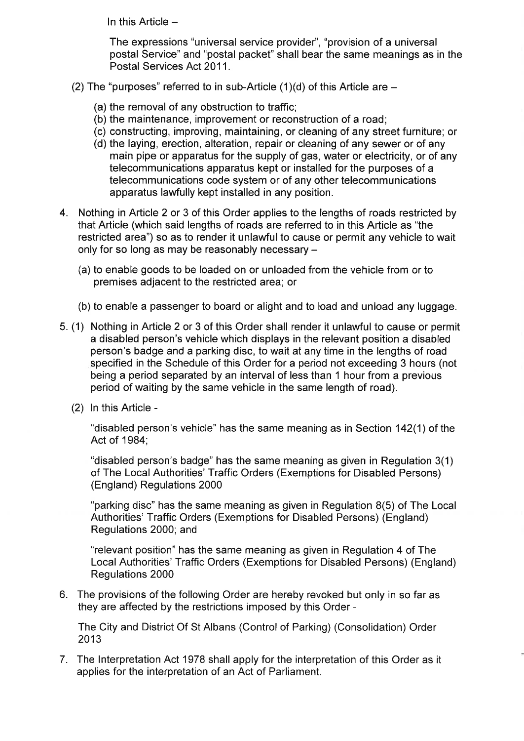In this Article –

The expressions "universal service provider", "provision of a universal postal Service" and "postal packet" shall bear the same meanings as in the Postal Services Act 2011.

(2) The "purposes" referred to in sub-Article (1)(d) of this Article are –

(a) the removal of any obstruction to traffic;
(b) the maintenance, improvement or reconstruction of a road;
(c) constructing, improving, maintaining, or cleaning of any street furniture; or
(d) the laying, erection, alteration, repair or cleaning of any sewer or of any main pipe or apparatus for the supply of gas, water or electricity, or of any telecommunications apparatus kept or installed for the purposes of a telecommunications code system or of any other telecommunications apparatus lawfully kept installed in any position.

4. Nothing in Article 2 or 3 of this Order applies to the lengths of roads restricted by that Article (which said lengths of roads are referred to in this Article as "the restricted area") so as to render it unlawful to cause or permit any vehicle to wait only for so long as may be reasonably necessary –

   (a) to enable goods to be loaded on or unloaded from the vehicle from or to premises adjacent to the restricted area; or

   (b) to enable a passenger to board or alight and to load and unload any luggage.

5. (1) Nothing in Article 2 or 3 of this Order shall render it unlawful to cause or permit a disabled person's vehicle which displays in the relevant position a disabled person's badge and a parking disc, to wait at any time in the lengths of road specified in the Schedule of this Order for a period not exceeding 3 hours (not being a period separated by an interval of less than 1 hour from a previous period of waiting by the same vehicle in the same length of road).

   (2) In this Article -

   "disabled person's vehicle" has the same meaning as in Section 142(1) of the Act of 1984;

   "disabled person's badge" has the same meaning as given in Regulation 3(1) of The Local Authorities' Traffic Orders (Exemptions for Disabled Persons) (England) Regulations 2000

   "parking disc" has the same meaning as given in Regulation 8(5) of The Local Authorities' Traffic Orders (Exemptions for Disabled Persons) (England) Regulations 2000; and

   "relevant position" has the same meaning as given in Regulation 4 of The Local Authorities' Traffic Orders (Exemptions for Disabled Persons) (England) Regulations 2000

6. The provisions of the following Order are hereby revoked but only in so far as they are affected by the restrictions imposed by this Order -

   The City and District Of St Albans (Control of Parking) (Consolidation) Order 2013

7. The Interpretation Act 1978 shall apply for the interpretation of this Order as it applies for the interpretation of an Act of Parliament.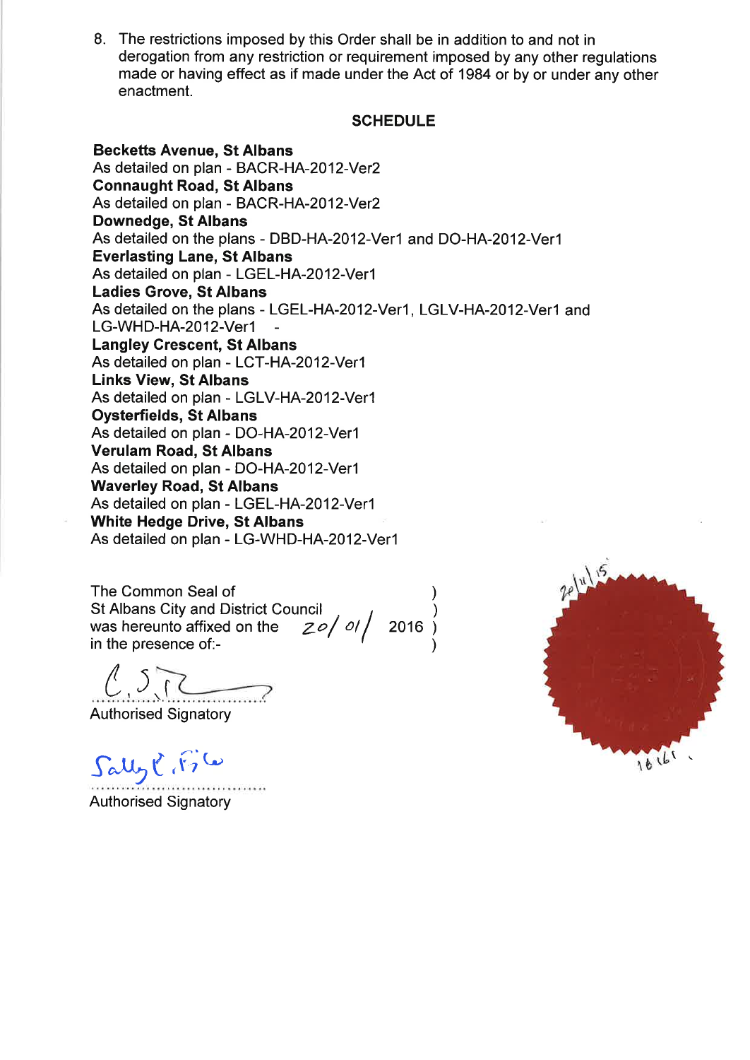8. The restrictions imposed by this Order shall be in addition to and not in derogation from any restriction or requirement imposed by any other regulations made or having effect as if made under the Act of 1984 or by or under any other enactment.

## SCHEDULE

**Becketts Avenue, St Albans**
As detailed on plan - BACR-HA-2012-Ver2

**Connaught Road, St Albans**
As detailed on plan - BACR-HA-2012-Ver2

**Downedge, St Albans**
As detailed on the plans - DBD-HA-2012-Ver1 and DO-HA-2012-Ver1

**Everlasting Lane, St Albans**
As detailed on plan - LGEL-HA-2012-Ver1

**Ladies Grove, St Albans**
As detailed on the plans - LGEL-HA-2012-Ver1, LGLV-HA-2012-Ver1 and LG-WHD-HA-2012-Ver1 -

**Langley Crescent, St Albans**
As detailed on plan - LCT-HA-2012-Ver1

**Links View, St Albans**
As detailed on plan - LGLV-HA-2012-Ver1

**Oysterfields, St Albans**
As detailed on plan - DO-HA-2012-Ver1

**Verulam Road, St Albans**
As detailed on plan - DO-HA-2012-Ver1

**Waverley Road, St Albans**
As detailed on plan - LGEL-HA-2012-Ver1

**White Hedge Drive, St Albans**
As detailed on plan - LG-WHD-HA-2012-Ver1

The Common Seal of )
St Albans City and District Council )
was hereunto affixed on the 20/ 01/ 2016 )
in the presence of:- )

20\11\15

C.S.R.
..................................
Authorised Signatory

Sally P. Fife
..................................
Authorised Signatory

16161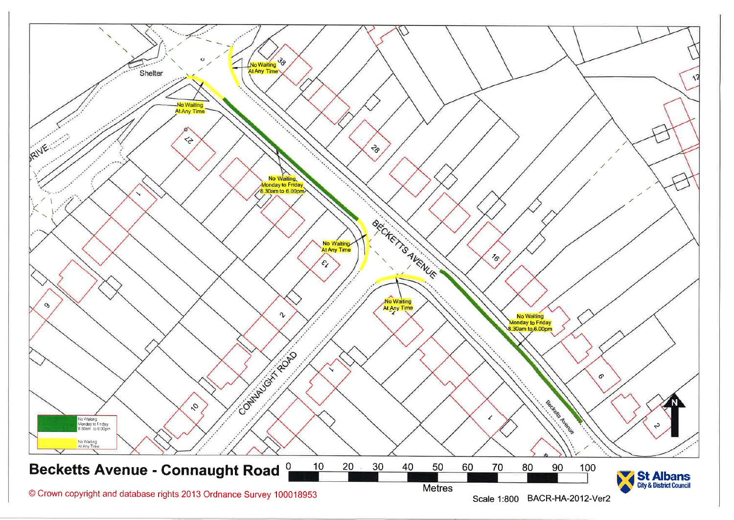# Becketts Avenue - Connaught Road

No Waiting At Any Time

No Waiting At Any Time

No Waiting Monday to Friday 8.30am to 6.00pm

No Waiting At Any Time

No Waiting At Any Time

No Waiting Monday to Friday 8.30am to 6.00pm

BECKETTS AVENUE

CONNAUGHT ROAD

Becketts Avenue

Shelter

| Key | |
|---|---|
| Green | No Waiting Monday to Friday 8.30am to 6.00pm |
| Yellow | No Waiting At Any Time |

0 10 20 30 40 50 60 70 80 90 100 Metres

Scale 1:800 BACR-HA-2012-Ver2

St Albans City & District Council

© Crown copyright and database rights 2013 Ordnance Survey 100018953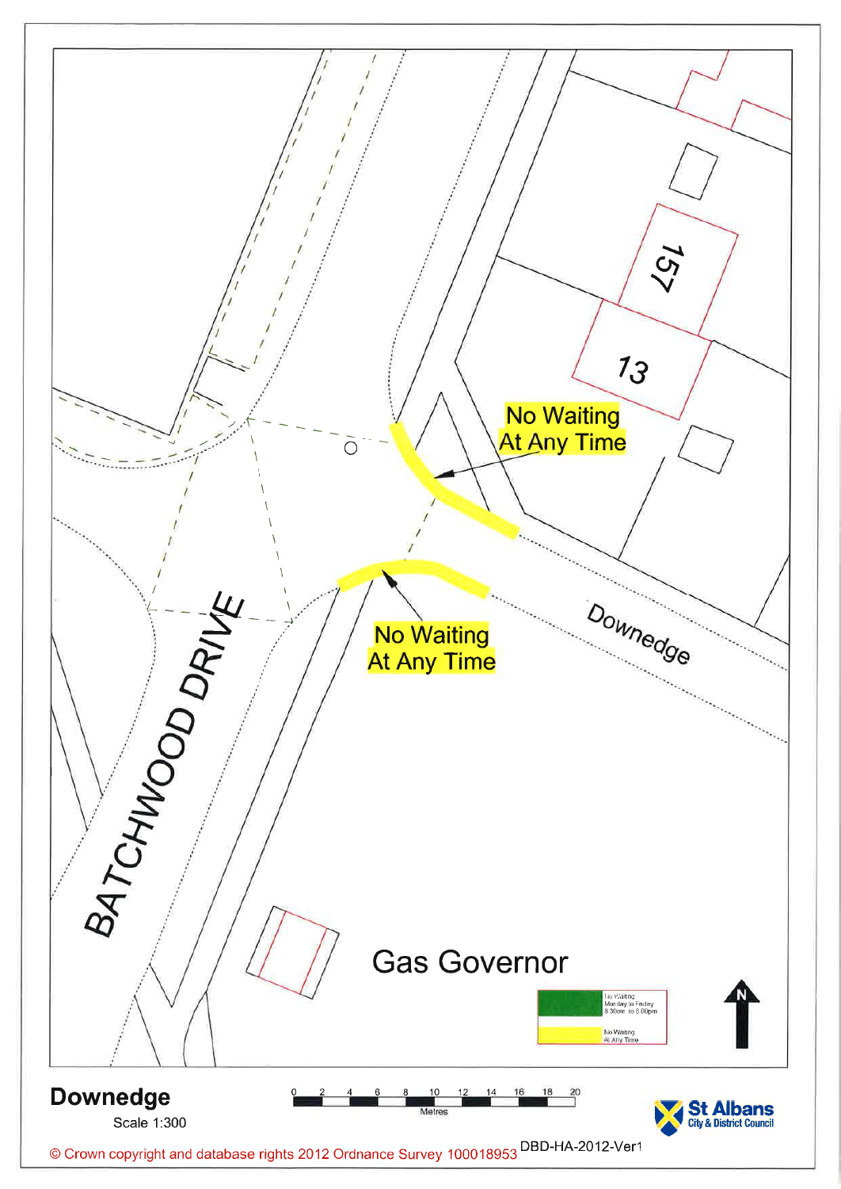157

13

No Waiting At Any Time

No Waiting At Any Time

BATCHWOOD DRIVE

Downedge

Gas Governor

| | |
|---|---|
| (green) | No Waiting Monday to Friday 8.30am to 6.00pm |
| (yellow) | No Waiting At Any Time |

N

**Downedge**

Scale 1:300

0 2 4 6 8 10 12 14 16 18 20
Metres

St Albans City & District Council

© Crown copyright and database rights 2012 Ordnance Survey 100018953 DBD-HA-2012-Ver1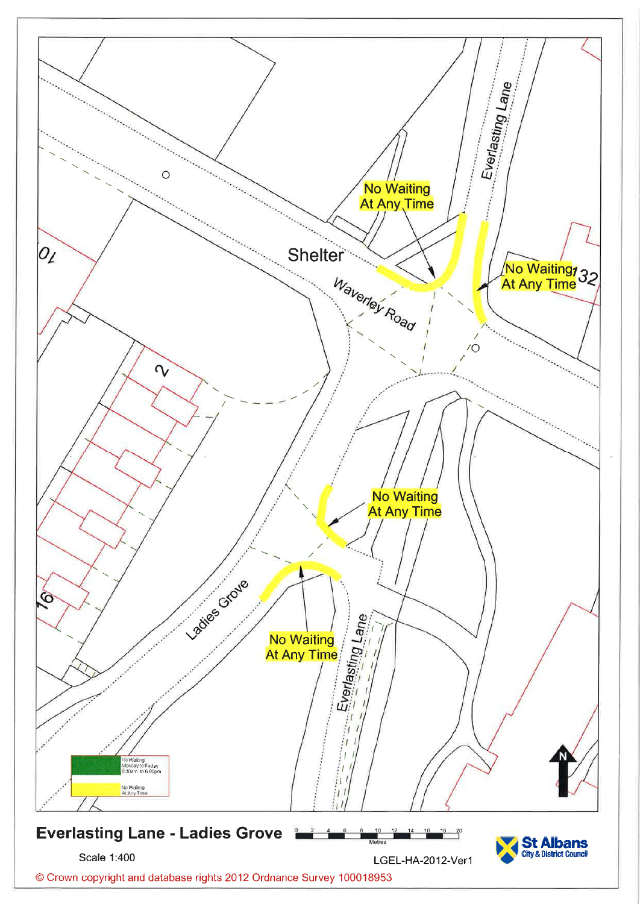Everlasting Lane

No Waiting At Any Time

Shelter

Waverley Road

No Waiting At Any Time

132

10

2

No Waiting At Any Time

16

Ladies Grove

No Waiting At Any Time

Everlasting Lane

No Waiting Monday to Friday 8.30am to 6.00pm

No Waiting At Any Time

N

## Everlasting Lane - Ladies Grove

0 2 4 6 8 10 12 14 16 18 20 Metres

Scale 1:400

LGEL-HA-2012-Ver1

St Albans City & District Council

© Crown copyright and database rights 2012 Ordnance Survey 100018953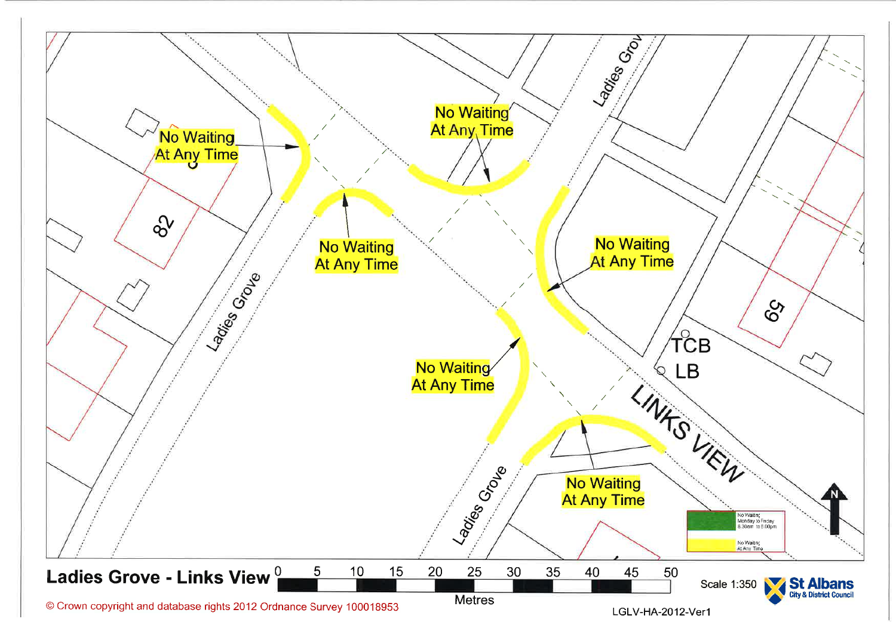No Waiting At Any Time

No Waiting At Any Time

No Waiting At Any Time

No Waiting At Any Time

No Waiting At Any Time

No Waiting At Any Time

Ladies Grove

Ladies Grove

Ladies Grove

LINKS VIEW

82

59

TCB

LB

N

| | |
|---|---|
| | No Waiting; Monday to Friday 8.30am to 6.00pm |
| | No Waiting; At Any Time |

## Ladies Grove - Links View

0 5 10 15 20 25 30 35 40 45 50

Metres

Scale 1:350

St Albans City & District Council

© Crown copyright and database rights 2012 Ordnance Survey 100018953

LGLV-HA-2012-Ver1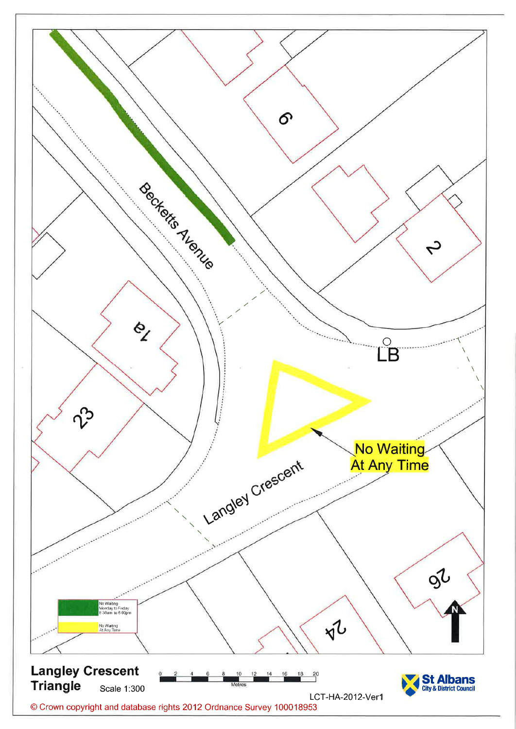Becketts Avenue

6

2

1a

23

LB

No Waiting At Any Time

Langley Crescent

26

24

| | |
|---|---|
| | No Waiting Monday to Friday 8.30am to 6.00pm |
| | No Waiting At Any Time |

N

**Langley Crescent Triangle** Scale 1:300

0 2 4 6 8 10 12 14 16 18 20
Metres

LCT-HA-2012-Ver1

St Albans City & District Council

© Crown copyright and database rights 2012 Ordnance Survey 100018953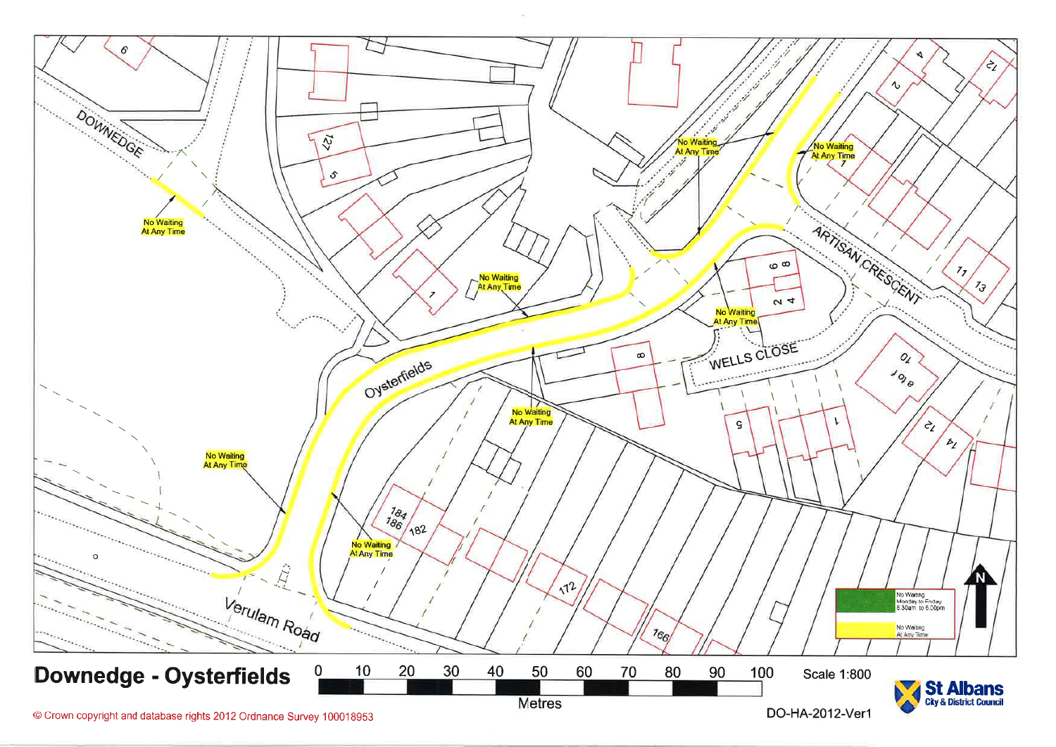# Downedge - Oysterfields

DOWNEDGE

Oysterfields

ARTISAN CRESCENT

WELLS CLOSE

Verulam Road

No Waiting At Any Time

No Waiting At Any Time

No Waiting At Any Time

No Waiting At Any Time

No Waiting At Any Time

No Waiting At Any Time

No Waiting At Any Time

No Waiting At Any Time

No Waiting At Any Time

| Key | |
|---|---|
| Green | No Waiting Monday to Friday 8.30am to 6.00pm |
| Yellow | No Waiting At Any Time |

Scale 1:800

0 10 20 30 40 50 60 70 80 90 100

Metres

DO-HA-2012-Ver1

St Albans City & District Council

© Crown copyright and database rights 2012 Ordnance Survey 100018953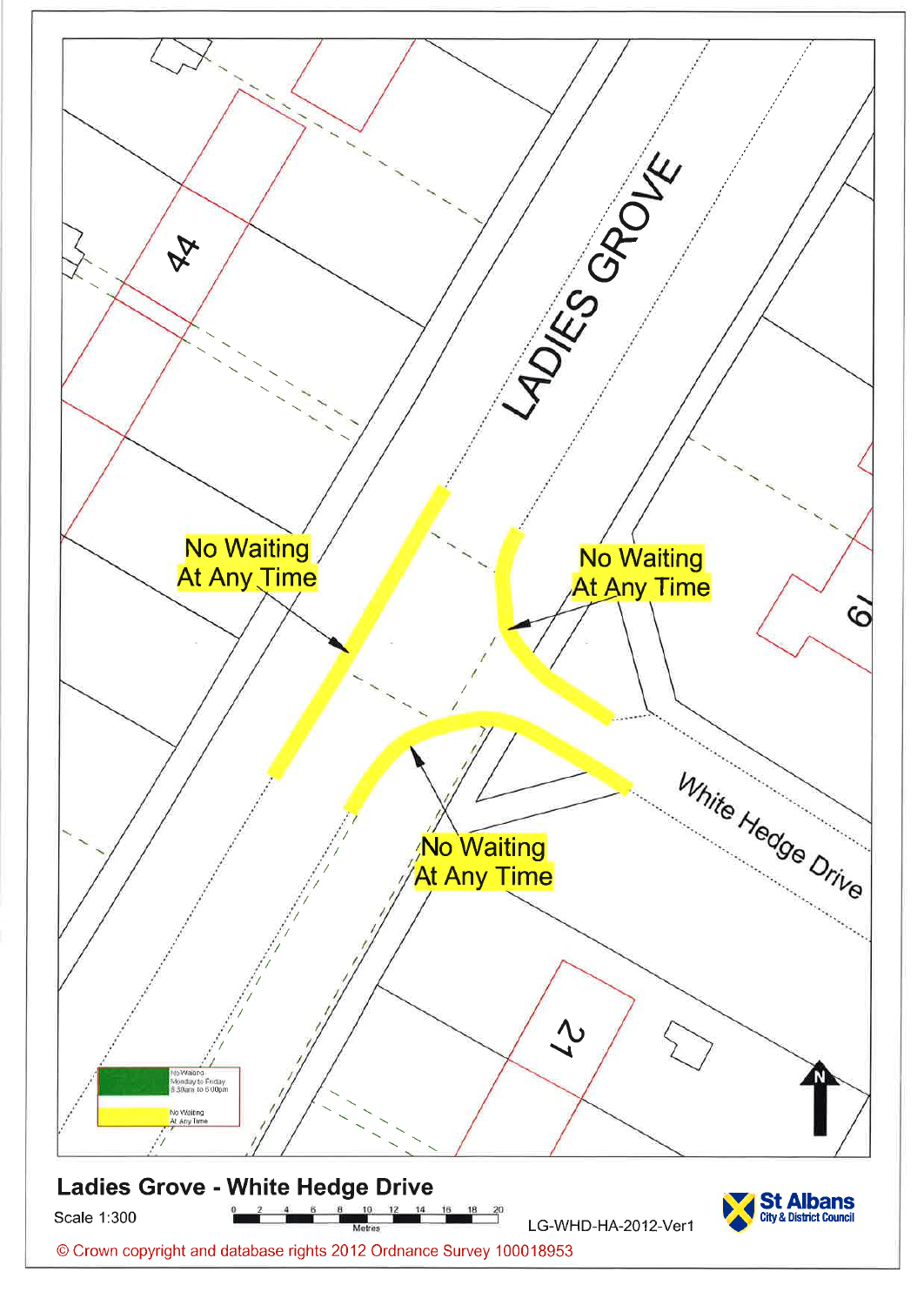LADIES GROVE

White Hedge Drive

44

19

21

No Waiting At Any Time

No Waiting At Any Time

No Waiting At Any Time

No Waiting Monday to Friday 8.30am to 5.00pm

No Waiting At Any Time

N

# Ladies Grove - White Hedge Drive

Scale 1:300

0 2 4 6 8 10 12 14 16 18 20

Metres

LG-WHD-HA-2012-Ver1

St Albans City & District Council

© Crown copyright and database rights 2012 Ordnance Survey 100018953